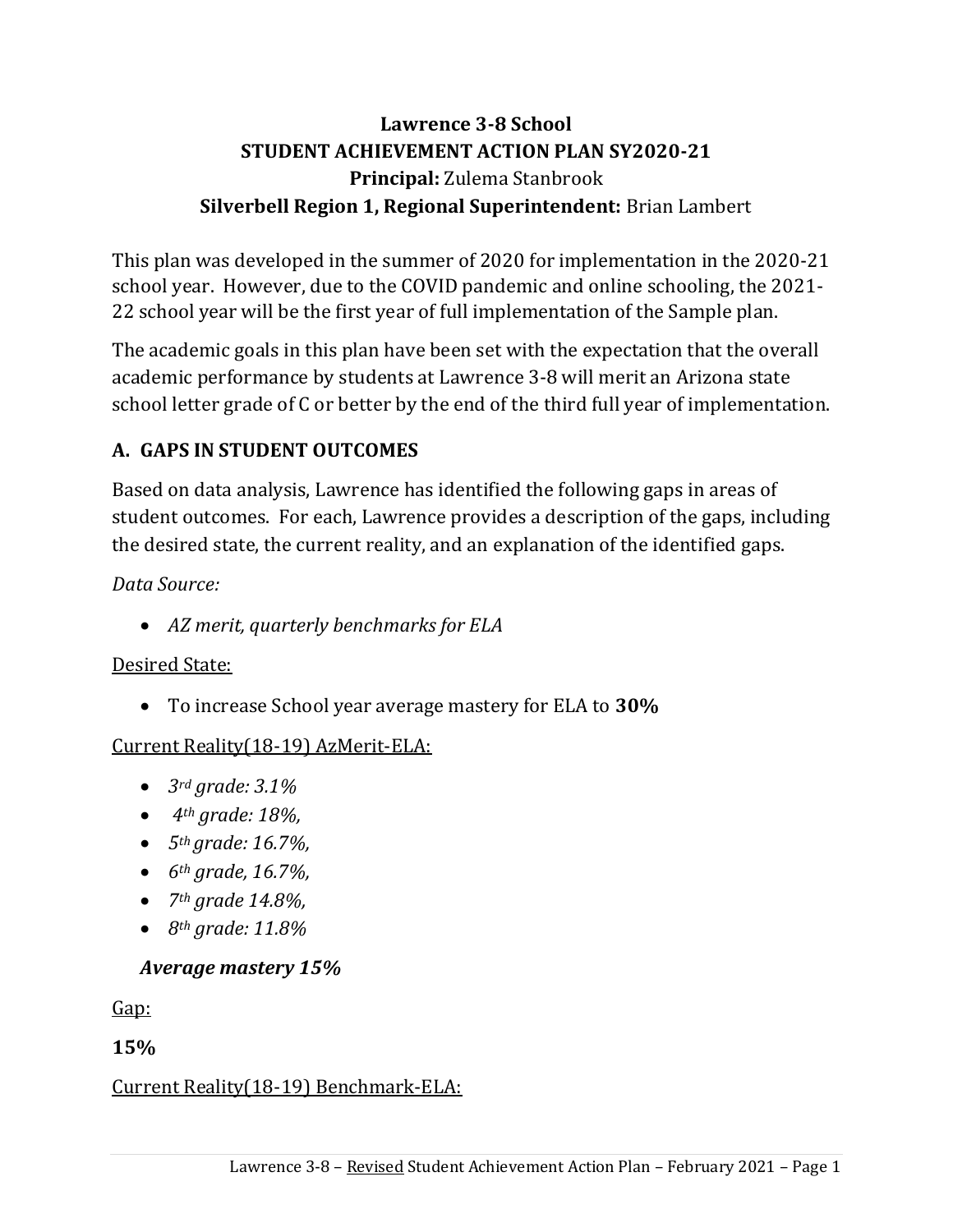# Lawrence 3-8 School
## STUDENT ACHIEVEMENT ACTION PLAN SY2020-21
### **Principal:** Zulema Stanbrook
### **Silverbell Region 1, Regional Superintendent:** Brian Lambert

This plan was developed in the summer of 2020 for implementation in the 2020-21 school year. However, due to the COVID pandemic and online schooling, the 2021-22 school year will be the first year of full implementation of the Sample plan.

The academic goals in this plan have been set with the expectation that the overall academic performance by students at Lawrence 3-8 will merit an Arizona state school letter grade of C or better by the end of the third full year of implementation.

## A. GAPS IN STUDENT OUTCOMES

Based on data analysis, Lawrence has identified the following gaps in areas of student outcomes. For each, Lawrence provides a description of the gaps, including the desired state, the current reality, and an explanation of the identified gaps.

*Data Source:*

- *AZ merit, quarterly benchmarks for ELA*

Desired State:

- To increase School year average mastery for ELA to **30%**

Current Reality(18-19) AzMerit-ELA:

- *3rd grade: 3.1%*
- *4th grade: 18%,*
- *5th grade: 16.7%,*
- *6th grade, 16.7%,*
- *7th grade 14.8%,*
- *8th grade: 11.8%*

***Average mastery 15%***

Gap:

**15%**

Current Reality(18-19) Benchmark-ELA: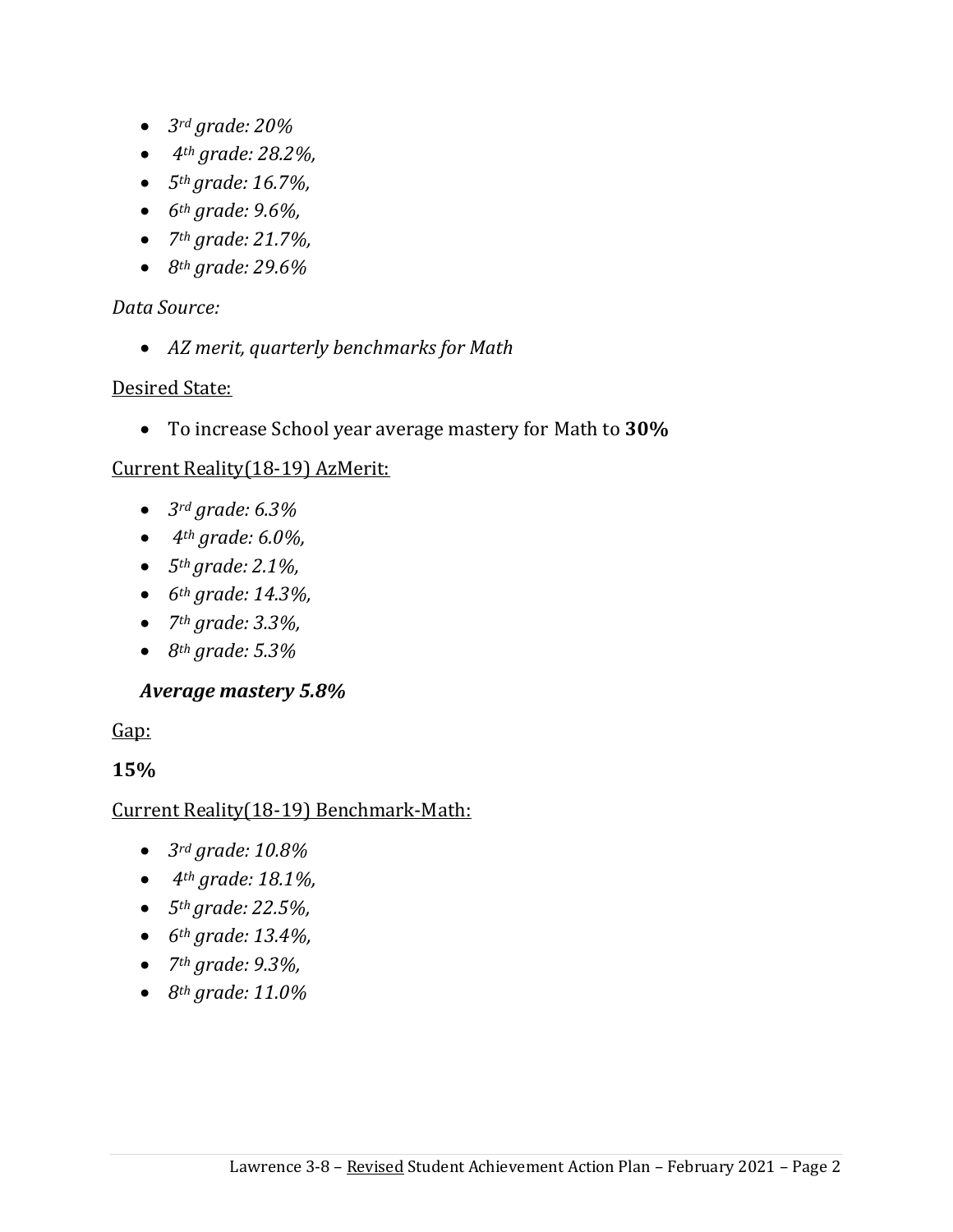- *3rd grade: 20%*
- *4th grade: 28.2%,*
- *5th grade: 16.7%,*
- *6th grade: 9.6%,*
- *7th grade: 21.7%,*
- *8th grade: 29.6%*

*Data Source:*

- *AZ merit, quarterly benchmarks for Math*

Desired State:

- To increase School year average mastery for Math to **30%**

Current Reality(18-19) AzMerit:

- *3rd grade: 6.3%*
- *4th grade: 6.0%,*
- *5th grade: 2.1%,*
- *6th grade: 14.3%,*
- *7th grade: 3.3%,*
- *8th grade: 5.3%*

***Average mastery 5.8%***

Gap:

**15%**

Current Reality(18-19) Benchmark-Math:

- *3rd grade: 10.8%*
- *4th grade: 18.1%,*
- *5th grade: 22.5%,*
- *6th grade: 13.4%,*
- *7th grade: 9.3%,*
- *8th grade: 11.0%*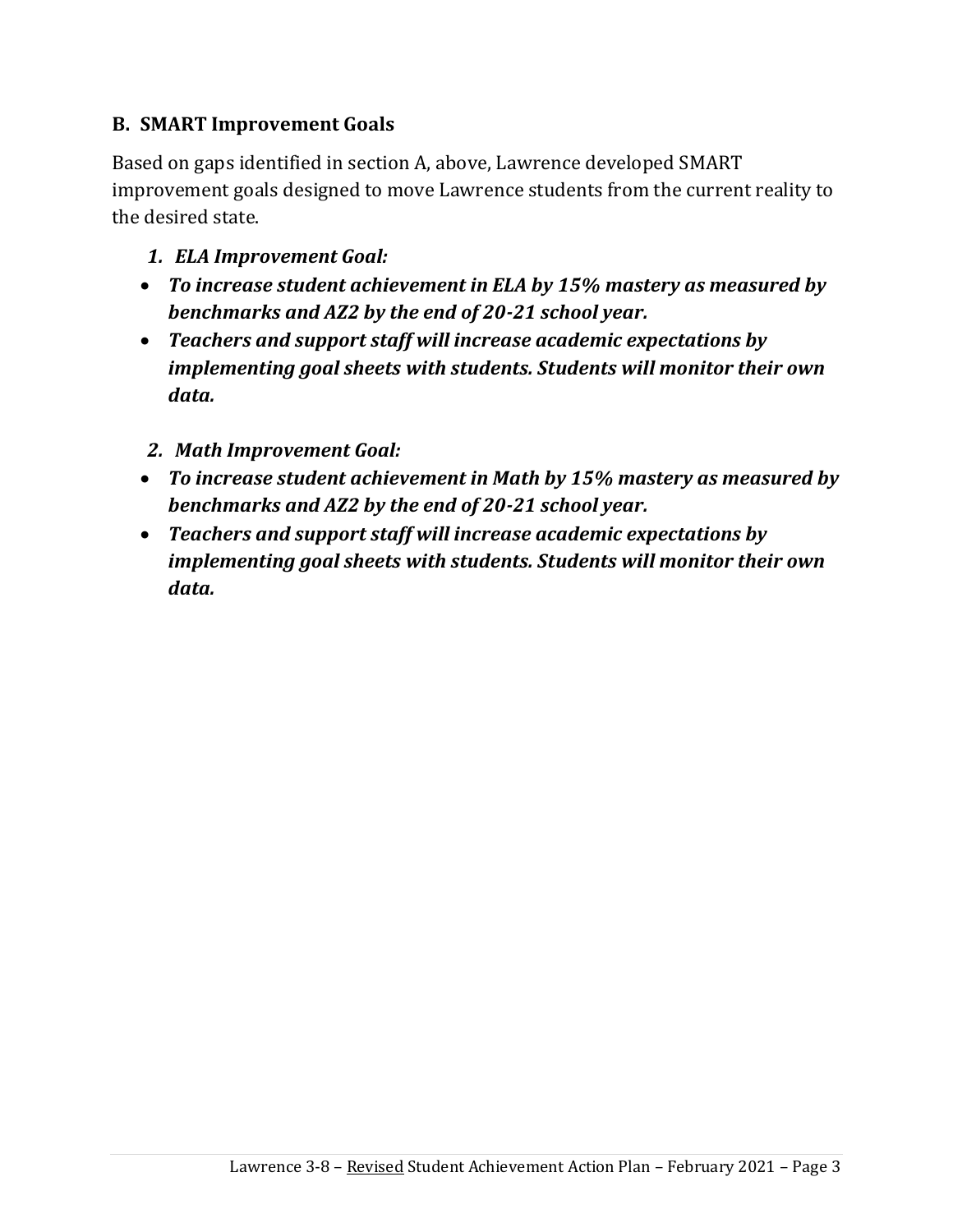### B. SMART Improvement Goals

Based on gaps identified in section A, above, Lawrence developed SMART improvement goals designed to move Lawrence students from the current reality to the desired state.

***1. ELA Improvement Goal:***

- ***To increase student achievement in ELA by 15% mastery as measured by benchmarks and AZ2 by the end of 20-21 school year.***
- ***Teachers and support staff will increase academic expectations by implementing goal sheets with students. Students will monitor their own data.***

***2. Math Improvement Goal:***

- ***To increase student achievement in Math by 15% mastery as measured by benchmarks and AZ2 by the end of 20-21 school year.***
- ***Teachers and support staff will increase academic expectations by implementing goal sheets with students. Students will monitor their own data.***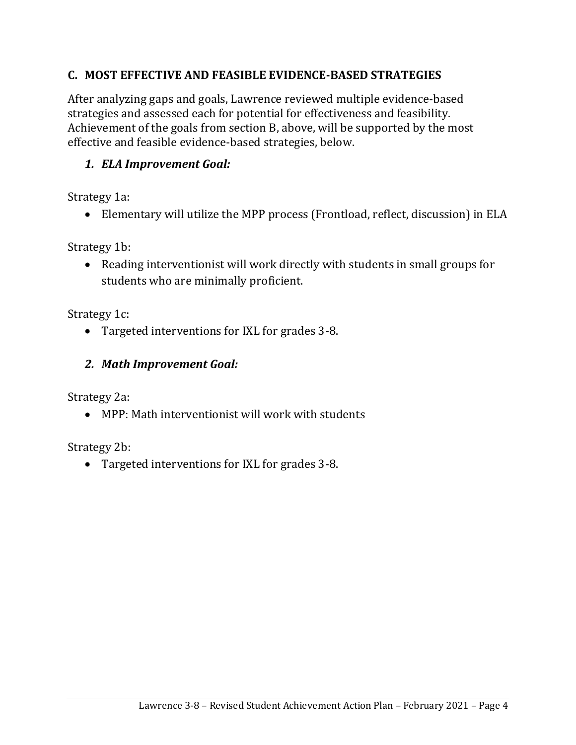## C. MOST EFFECTIVE AND FEASIBLE EVIDENCE-BASED STRATEGIES

After analyzing gaps and goals, Lawrence reviewed multiple evidence-based strategies and assessed each for potential for effectiveness and feasibility. Achievement of the goals from section B, above, will be supported by the most effective and feasible evidence-based strategies, below.

### *1. ELA Improvement Goal:*

Strategy 1a:

- Elementary will utilize the MPP process (Frontload, reflect, discussion) in ELA

Strategy 1b:

- Reading interventionist will work directly with students in small groups for students who are minimally proficient.

Strategy 1c:

- Targeted interventions for IXL for grades 3-8.

### *2. Math Improvement Goal:*

Strategy 2a:

- MPP: Math interventionist will work with students

Strategy 2b:

- Targeted interventions for IXL for grades 3-8.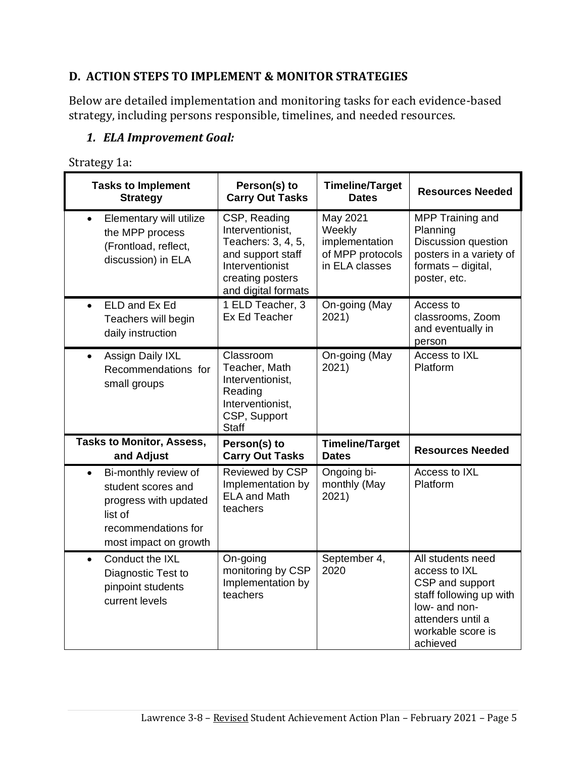## D. ACTION STEPS TO IMPLEMENT & MONITOR STRATEGIES

Below are detailed implementation and monitoring tasks for each evidence-based strategy, including persons responsible, timelines, and needed resources.

### *1. ELA Improvement Goal:*

Strategy 1a:

| Tasks to Implement Strategy | Person(s) to Carry Out Tasks | Timeline/Target Dates | Resources Needed |
|---|---|---|---|
| • Elementary will utilize the MPP process (Frontload, reflect, discussion) in ELA | CSP, Reading Interventionist, Teachers: 3, 4, 5, and support staff Interventionist creating posters and digital formats | May 2021 Weekly implementation of MPP protocols in ELA classes | MPP Training and Planning Discussion question posters in a variety of formats – digital, poster, etc. |
| • ELD and Ex Ed Teachers will begin daily instruction | 1 ELD Teacher, 3 Ex Ed Teacher | On-going (May 2021) | Access to classrooms, Zoom and eventually in person |
| • Assign Daily IXL Recommendations for small groups | Classroom Teacher, Math Interventionist, Reading Interventionist, CSP, Support Staff | On-going (May 2021) | Access to IXL Platform |
| **Tasks to Monitor, Assess, and Adjust** | **Person(s) to Carry Out Tasks** | **Timeline/Target Dates** | **Resources Needed** |
| • Bi-monthly review of student scores and progress with updated list of recommendations for most impact on growth | Reviewed by CSP Implementation by ELA and Math teachers | Ongoing bi-monthly (May 2021) | Access to IXL Platform |
| • Conduct the IXL Diagnostic Test to pinpoint students current levels | On-going monitoring by CSP Implementation by teachers | September 4, 2020 | All students need access to IXL CSP and support staff following up with low- and non-attenders until a workable score is achieved |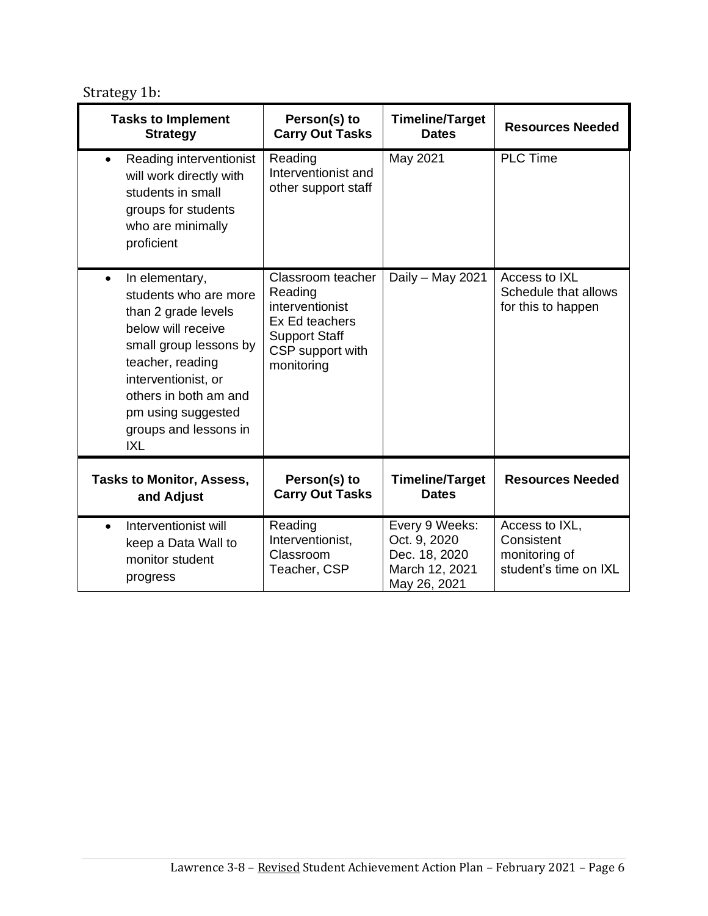Strategy 1b:

| Tasks to Implement Strategy | Person(s) to Carry Out Tasks | Timeline/Target Dates | Resources Needed |
|---|---|---|---|
| • Reading interventionist will work directly with students in small groups for students who are minimally proficient | Reading Interventionist and other support staff | May 2021 | PLC Time |
| • In elementary, students who are more than 2 grade levels below will receive small group lessons by teacher, reading interventionist, or others in both am and pm using suggested groups and lessons in IXL | Classroom teacher<br>Reading interventionist<br>Ex Ed teachers<br>Support Staff<br>CSP support with monitoring | Daily – May 2021 | Access to IXL<br>Schedule that allows for this to happen |
| **Tasks to Monitor, Assess, and Adjust** | **Person(s) to Carry Out Tasks** | **Timeline/Target Dates** | **Resources Needed** |
| • Interventionist will keep a Data Wall to monitor student progress | Reading Interventionist, Classroom Teacher, CSP | Every 9 Weeks:<br>Oct. 9, 2020<br>Dec. 18, 2020<br>March 12, 2021<br>May 26, 2021 | Access to IXL, Consistent monitoring of student's time on IXL |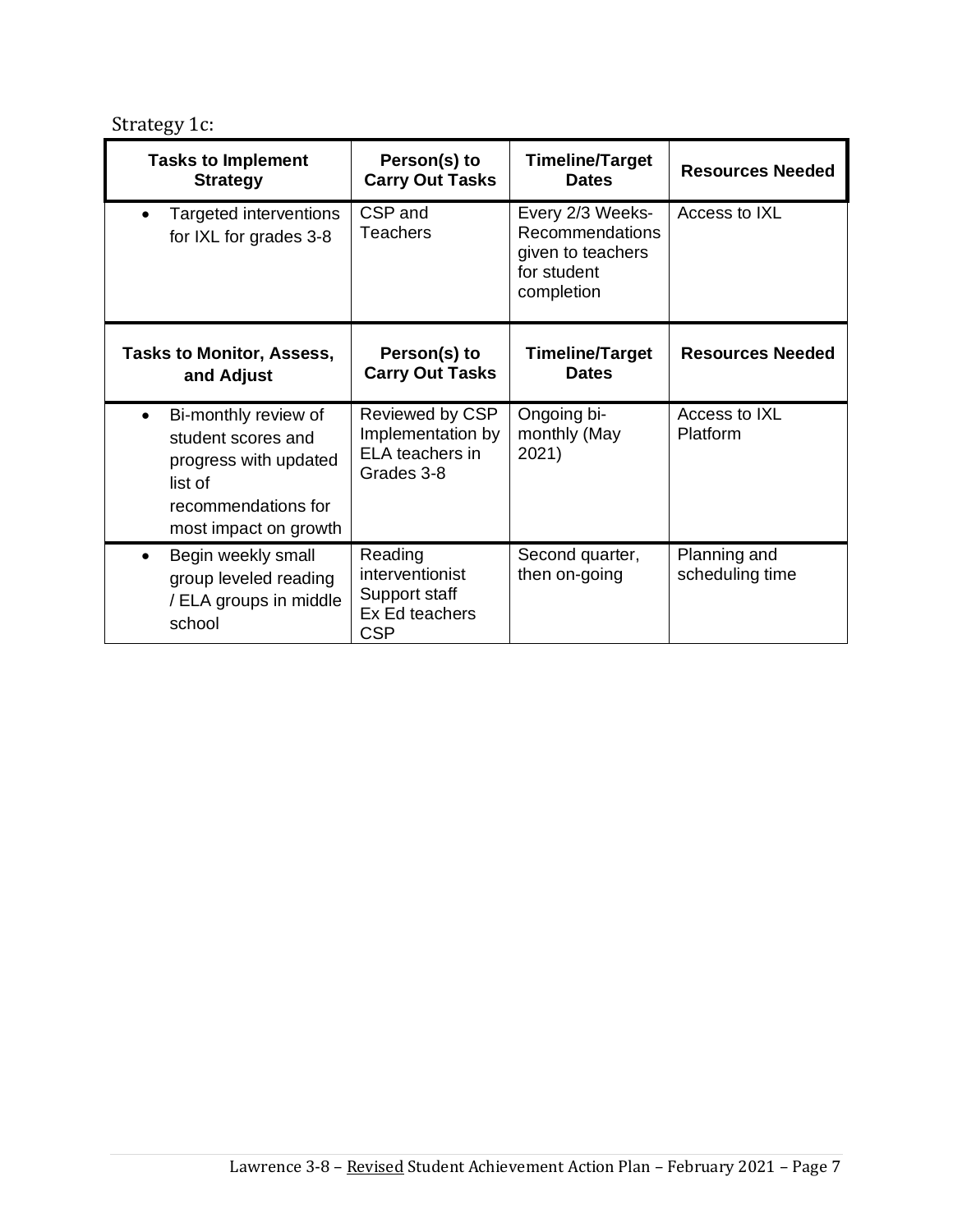Strategy 1c:

| Tasks to Implement Strategy | Person(s) to Carry Out Tasks | Timeline/Target Dates | Resources Needed |
|---|---|---|---|
| • Targeted interventions for IXL for grades 3-8 | CSP and Teachers | Every 2/3 Weeks- Recommendations given to teachers for student completion | Access to IXL |
| **Tasks to Monitor, Assess, and Adjust** | **Person(s) to Carry Out Tasks** | **Timeline/Target Dates** | **Resources Needed** |
| • Bi-monthly review of student scores and progress with updated list of recommendations for most impact on growth | Reviewed by CSP Implementation by ELA teachers in Grades 3-8 | Ongoing bi-monthly (May 2021) | Access to IXL Platform |
| • Begin weekly small group leveled reading / ELA groups in middle school | Reading interventionist Support staff Ex Ed teachers CSP | Second quarter, then on-going | Planning and scheduling time |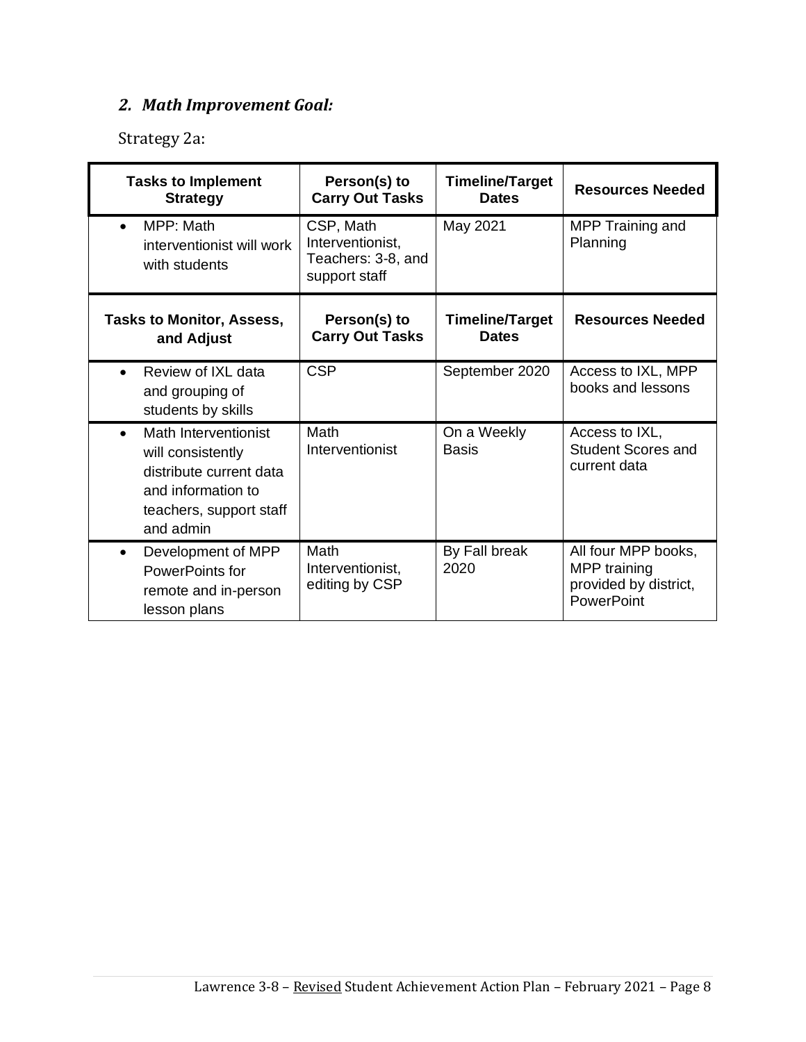## *2. Math Improvement Goal:*

Strategy 2a:

| Tasks to Implement Strategy | Person(s) to Carry Out Tasks | Timeline/Target Dates | Resources Needed |
|---|---|---|---|
| • MPP: Math interventionist will work with students | CSP, Math Interventionist, Teachers: 3-8, and support staff | May 2021 | MPP Training and Planning |
| **Tasks to Monitor, Assess, and Adjust** | **Person(s) to Carry Out Tasks** | **Timeline/Target Dates** | **Resources Needed** |
| • Review of IXL data and grouping of students by skills | CSP | September 2020 | Access to IXL, MPP books and lessons |
| • Math Interventionist will consistently distribute current data and information to teachers, support staff and admin | Math Interventionist | On a Weekly Basis | Access to IXL, Student Scores and current data |
| • Development of MPP PowerPoints for remote and in-person lesson plans | Math Interventionist, editing by CSP | By Fall break 2020 | All four MPP books, MPP training provided by district, PowerPoint |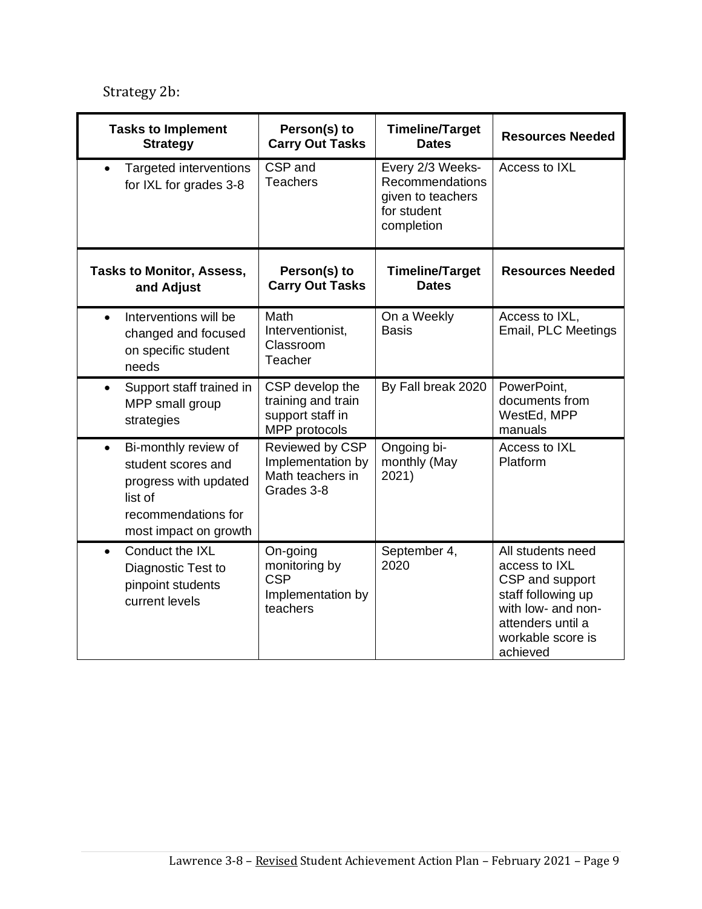Strategy 2b:

| Tasks to Implement Strategy | Person(s) to Carry Out Tasks | Timeline/Target Dates | Resources Needed |
| --- | --- | --- | --- |
| • Targeted interventions for IXL for grades 3-8 | CSP and Teachers | Every 2/3 Weeks- Recommendations given to teachers for student completion | Access to IXL |
| **Tasks to Monitor, Assess, and Adjust** | **Person(s) to Carry Out Tasks** | **Timeline/Target Dates** | **Resources Needed** |
| • Interventions will be changed and focused on specific student needs | Math Interventionist, Classroom Teacher | On a Weekly Basis | Access to IXL, Email, PLC Meetings |
| • Support staff trained in MPP small group strategies | CSP develop the training and train support staff in MPP protocols | By Fall break 2020 | PowerPoint, documents from WestEd, MPP manuals |
| • Bi-monthly review of student scores and progress with updated list of recommendations for most impact on growth | Reviewed by CSP Implementation by Math teachers in Grades 3-8 | Ongoing bi-monthly (May 2021) | Access to IXL Platform |
| • Conduct the IXL Diagnostic Test to pinpoint students current levels | On-going monitoring by CSP Implementation by teachers | September 4, 2020 | All students need access to IXL CSP and support staff following up with low- and non-attenders until a workable score is achieved |